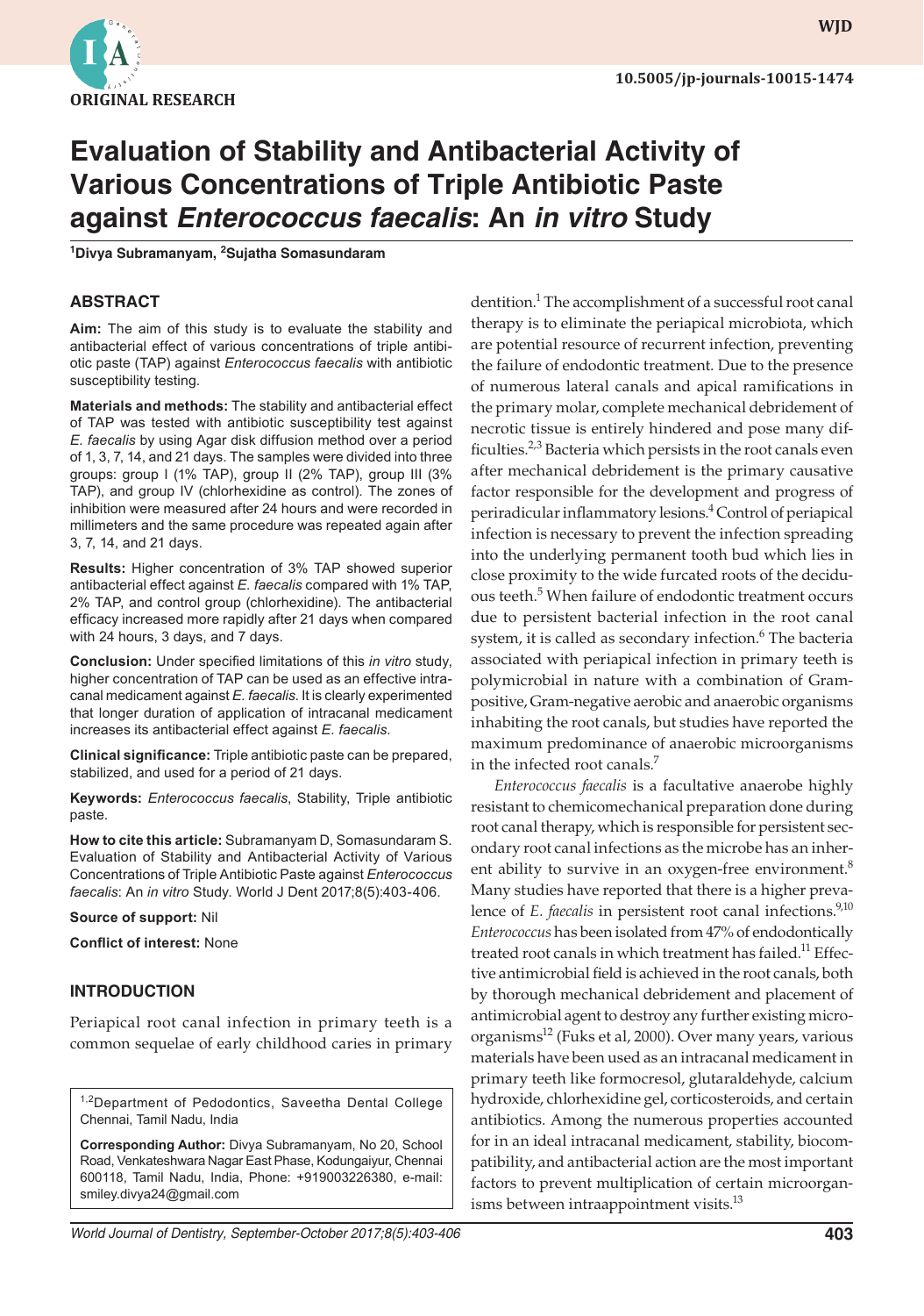ORIGINAL RESEARCH

10.5005/jp-journals-10015-1474

# Evaluation of Stability and Antibacterial Activity of Various Concentrations of Triple Antibiotic Paste against *Enterococcus faecalis*: An *in vitro* Study

[1]Divya Subramanyam, [2]Sujatha Somasundaram

## ABSTRACT

**Aim:** The aim of this study is to evaluate the stability and antibacterial effect of various concentrations of triple antibiotic paste (TAP) against *Enterococcus faecalis* with antibiotic susceptibility testing.

**Materials and methods:** The stability and antibacterial effect of TAP was tested with antibiotic susceptibility test against *E. faecalis* by using Agar disk diffusion method over a period of 1, 3, 7, 14, and 21 days. The samples were divided into three groups: group I (1% TAP), group II (2% TAP), group III (3% TAP), and group IV (chlorhexidine as control). The zones of inhibition were measured after 24 hours and were recorded in millimeters and the same procedure was repeated again after 3, 7, 14, and 21 days.

**Results:** Higher concentration of 3% TAP showed superior antibacterial effect against *E. faecalis* compared with 1% TAP, 2% TAP, and control group (chlorhexidine). The antibacterial efficacy increased more rapidly after 21 days when compared with 24 hours, 3 days, and 7 days.

**Conclusion:** Under specified limitations of this *in vitro* study, higher concentration of TAP can be used as an effective intracanal medicament against *E. faecalis*. It is clearly experimented that longer duration of application of intracanal medicament increases its antibacterial effect against *E. faecalis*.

**Clinical significance:** Triple antibiotic paste can be prepared, stabilized, and used for a period of 21 days.

**Keywords:** *Enterococcus faecalis*, Stability, Triple antibiotic paste.

**How to cite this article:** Subramanyam D, Somasundaram S. Evaluation of Stability and Antibacterial Activity of Various Concentrations of Triple Antibiotic Paste against *Enterococcus faecalis*: An *in vitro* Study. World J Dent 2017;8(5):403-406.

**Source of support:** Nil

**Conflict of interest:** None

## INTRODUCTION

Periapical root canal infection in primary teeth is a common sequelae of early childhood caries in primary dentition.[1] The accomplishment of a successful root canal therapy is to eliminate the periapical microbiota, which are potential resource of recurrent infection, preventing the failure of endodontic treatment. Due to the presence of numerous lateral canals and apical ramifications in the primary molar, complete mechanical debridement of necrotic tissue is entirely hindered and pose many difficulties.[2,3] Bacteria which persists in the root canals even after mechanical debridement is the primary causative factor responsible for the development and progress of periradicular inflammatory lesions.[4] Control of periapical infection is necessary to prevent the infection spreading into the underlying permanent tooth bud which lies in close proximity to the wide furcated roots of the deciduous teeth.[5] When failure of endodontic treatment occurs due to persistent bacterial infection in the root canal system, it is called as secondary infection.[6] The bacteria associated with periapical infection in primary teeth is polymicrobial in nature with a combination of Gram-positive, Gram-negative aerobic and anaerobic organisms inhabiting the root canals, but studies have reported the maximum predominance of anaerobic microorganisms in the infected root canals.[7]

*Enterococcus faecalis* is a facultative anaerobe highly resistant to chemicomechanical preparation done during root canal therapy, which is responsible for persistent secondary root canal infections as the microbe has an inherent ability to survive in an oxygen-free environment.[8] Many studies have reported that there is a higher prevalence of *E. faecalis* in persistent root canal infections.[9,10] *Enterococcus* has been isolated from 47% of endodontically treated root canals in which treatment has failed.[11] Effective antimicrobial field is achieved in the root canals, both by thorough mechanical debridement and placement of antimicrobial agent to destroy any further existing microorganisms[12] (Fuks et al, 2000). Over many years, various materials have been used as an intracanal medicament in primary teeth like formocresol, glutaraldehyde, calcium hydroxide, chlorhexidine gel, corticosteroids, and certain antibiotics. Among the numerous properties accounted for in an ideal intracanal medicament, stability, biocompatibility, and antibacterial action are the most important factors to prevent multiplication of certain microorganisms between intraappointment visits.[13]

[1,2]Department of Pedodontics, Saveetha Dental College Chennai, Tamil Nadu, India

**Corresponding Author:** Divya Subramanyam, No 20, School Road, Venkateshwara Nagar East Phase, Kodungaiyur, Chennai 600118, Tamil Nadu, India, Phone: +919003226380, e-mail: smiley.divya24@gmail.com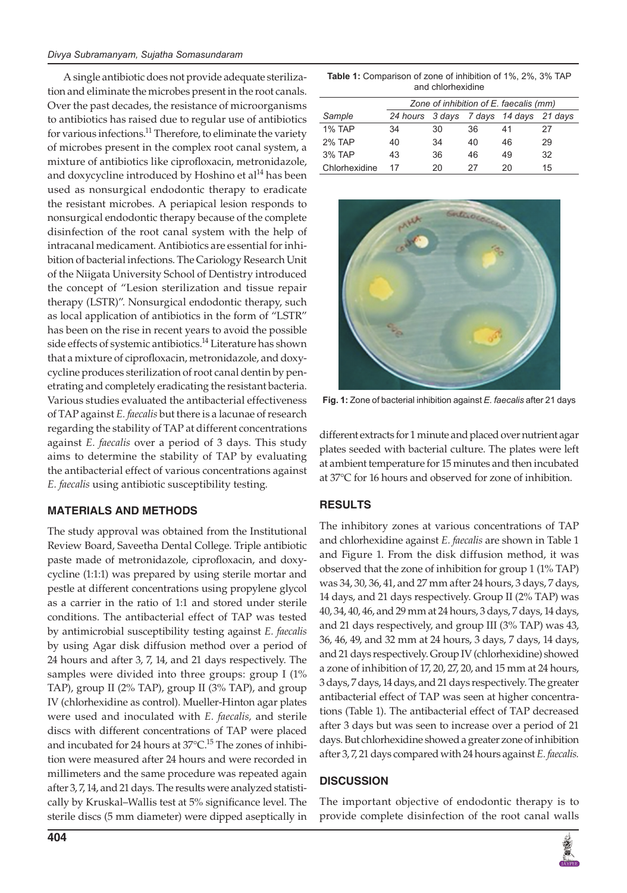A single antibiotic does not provide adequate sterilization and eliminate the microbes present in the root canals. Over the past decades, the resistance of microorganisms to antibiotics has raised due to regular use of antibiotics for various infections.[11] Therefore, to eliminate the variety of microbes present in the complex root canal system, a mixture of antibiotics like ciprofloxacin, metronidazole, and doxycycline introduced by Hoshino et al[14] has been used as nonsurgical endodontic therapy to eradicate the resistant microbes. A periapical lesion responds to nonsurgical endodontic therapy because of the complete disinfection of the root canal system with the help of intracanal medicament. Antibiotics are essential for inhibition of bacterial infections. The Cariology Research Unit of the Niigata University School of Dentistry introduced the concept of "Lesion sterilization and tissue repair therapy (LSTR)". Nonsurgical endodontic therapy, such as local application of antibiotics in the form of "LSTR" has been on the rise in recent years to avoid the possible side effects of systemic antibiotics.[14] Literature has shown that a mixture of ciprofloxacin, metronidazole, and doxycycline produces sterilization of root canal dentin by penetrating and completely eradicating the resistant bacteria. Various studies evaluated the antibacterial effectiveness of TAP against *E. faecalis* but there is a lacunae of research regarding the stability of TAP at different concentrations against *E. faecalis* over a period of 3 days. This study aims to determine the stability of TAP by evaluating the antibacterial effect of various concentrations against *E. faecalis* using antibiotic susceptibility testing.

## MATERIALS AND METHODS

The study approval was obtained from the Institutional Review Board, Saveetha Dental College. Triple antibiotic paste made of metronidazole, ciprofloxacin, and doxycycline (1:1:1) was prepared by using sterile mortar and pestle at different concentrations using propylene glycol as a carrier in the ratio of 1:1 and stored under sterile conditions. The antibacterial effect of TAP was tested by antimicrobial susceptibility testing against *E. faecalis* by using Agar disk diffusion method over a period of 24 hours and after 3, 7, 14, and 21 days respectively. The samples were divided into three groups: group I (1% TAP), group II (2% TAP), group II (3% TAP), and group IV (chlorhexidine as control). Mueller-Hinton agar plates were used and inoculated with *E. faecalis*, and sterile discs with different concentrations of TAP were placed and incubated for 24 hours at 37°C.[15] The zones of inhibition were measured after 24 hours and were recorded in millimeters and the same procedure was repeated again after 3, 7, 14, and 21 days. The results were analyzed statistically by Kruskal–Wallis test at 5% significance level. The sterile discs (5 mm diameter) were dipped aseptically in different extracts for 1 minute and placed over nutrient agar plates seeded with bacterial culture. The plates were left at ambient temperature for 15 minutes and then incubated at 37°C for 16 hours and observed for zone of inhibition.

**Table 1:** Comparison of zone of inhibition of 1%, 2%, 3% TAP and chlorhexidine

| | Zone of inhibition of *E. faecalis* (mm) | | | | |
|---|---|---|---|---|---|
| *Sample* | *24 hours* | *3 days* | *7 days* | *14 days* | *21 days* |
| 1% TAP | 34 | 30 | 36 | 41 | 27 |
| 2% TAP | 40 | 34 | 40 | 46 | 29 |
| 3% TAP | 43 | 36 | 46 | 49 | 32 |
| Chlorhexidine | 17 | 20 | 27 | 20 | 15 |

**Fig. 1:** Zone of bacterial inhibition against *E. faecalis* after 21 days

## RESULTS

The inhibitory zones at various concentrations of TAP and chlorhexidine against *E. faecalis* are shown in Table 1 and Figure 1. From the disk diffusion method, it was observed that the zone of inhibition for group 1 (1% TAP) was 34, 30, 36, 41, and 27 mm after 24 hours, 3 days, 7 days, 14 days, and 21 days respectively. Group II (2% TAP) was 40, 34, 40, 46, and 29 mm at 24 hours, 3 days, 7 days, 14 days, and 21 days respectively, and group III (3% TAP) was 43, 36, 46, 49, and 32 mm at 24 hours, 3 days, 7 days, 14 days, and 21 days respectively. Group IV (chlorhexidine) showed a zone of inhibition of 17, 20, 27, 20, and 15 mm at 24 hours, 3 days, 7 days, 14 days, and 21 days respectively. The greater antibacterial effect of TAP was seen at higher concentrations (Table 1). The antibacterial effect of TAP decreased after 3 days but was seen to increase over a period of 21 days. But chlorhexidine showed a greater zone of inhibition after 3, 7, 21 days compared with 24 hours against *E. faecalis.*

## DISCUSSION

The important objective of endodontic therapy is to provide complete disinfection of the root canal walls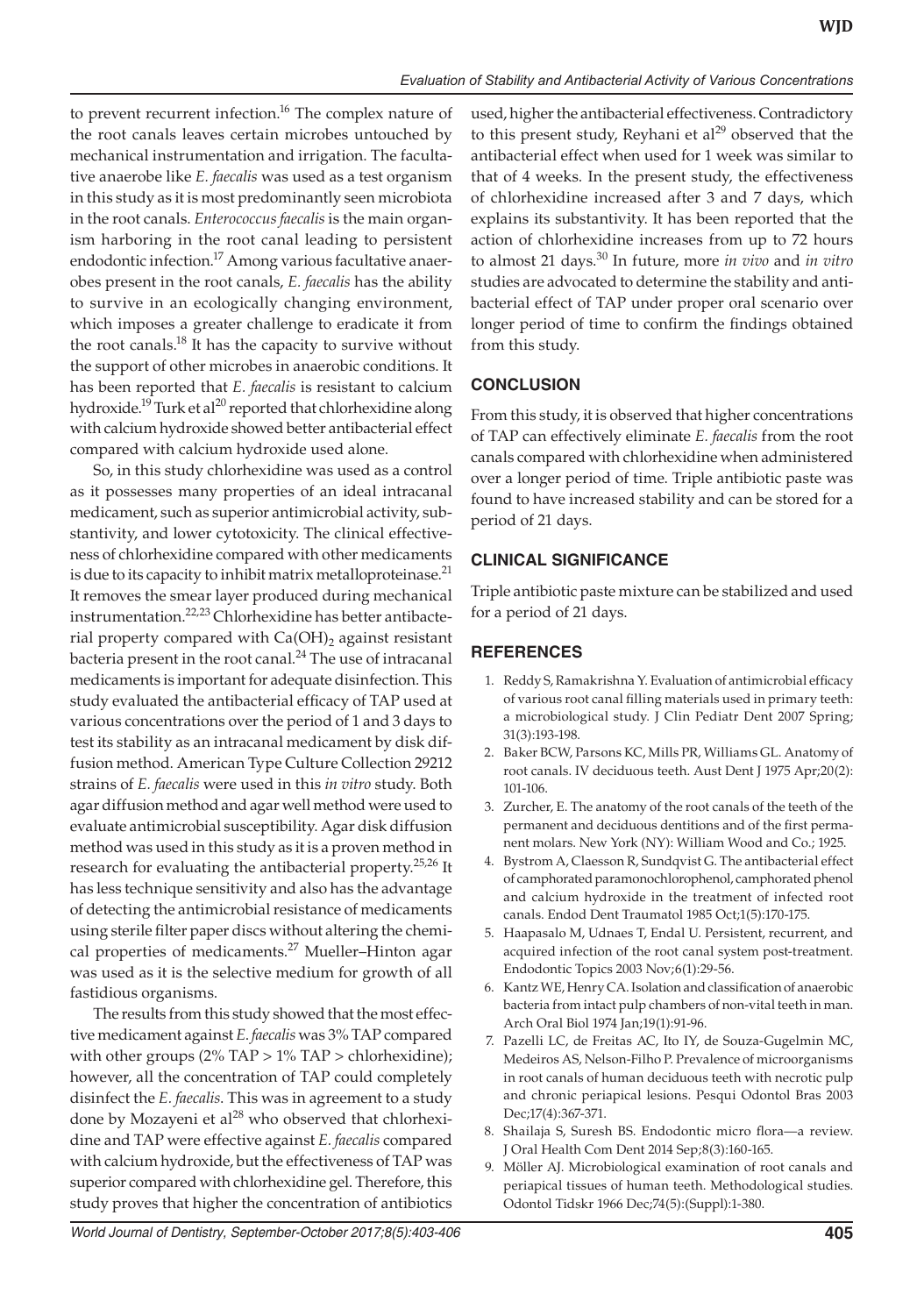to prevent recurrent infection.[16] The complex nature of the root canals leaves certain microbes untouched by mechanical instrumentation and irrigation. The facultative anaerobe like *E. faecalis* was used as a test organism in this study as it is most predominantly seen microbiota in the root canals. *Enterococcus faecalis* is the main organism harboring in the root canal leading to persistent endodontic infection.[17] Among various facultative anaerobes present in the root canals, *E. faecalis* has the ability to survive in an ecologically changing environment, which imposes a greater challenge to eradicate it from the root canals.[18] It has the capacity to survive without the support of other microbes in anaerobic conditions. It has been reported that *E. faecalis* is resistant to calcium hydroxide.[19] Turk et al[20] reported that chlorhexidine along with calcium hydroxide showed better antibacterial effect compared with calcium hydroxide used alone.

So, in this study chlorhexidine was used as a control as it possesses many properties of an ideal intracanal medicament, such as superior antimicrobial activity, substantivity, and lower cytotoxicity. The clinical effectiveness of chlorhexidine compared with other medicaments is due to its capacity to inhibit matrix metalloproteinase.[21] It removes the smear layer produced during mechanical instrumentation.[22,23] Chlorhexidine has better antibacterial property compared with $Ca(OH)_2$ against resistant bacteria present in the root canal.[24] The use of intracanal medicaments is important for adequate disinfection. This study evaluated the antibacterial efficacy of TAP used at various concentrations over the period of 1 and 3 days to test its stability as an intracanal medicament by disk diffusion method. American Type Culture Collection 29212 strains of *E. faecalis* were used in this *in vitro* study. Both agar diffusion method and agar well method were used to evaluate antimicrobial susceptibility. Agar disk diffusion method was used in this study as it is a proven method in research for evaluating the antibacterial property.[25,26] It has less technique sensitivity and also has the advantage of detecting the antimicrobial resistance of medicaments using sterile filter paper discs without altering the chemical properties of medicaments.[27] Mueller–Hinton agar was used as it is the selective medium for growth of all fastidious organisms.

The results from this study showed that the most effective medicament against *E. faecalis* was 3% TAP compared with other groups (2% TAP > 1% TAP > chlorhexidine); however, all the concentration of TAP could completely disinfect the *E. faecalis*. This was in agreement to a study done by Mozayeni et al[28] who observed that chlorhexidine and TAP were effective against *E. faecalis* compared with calcium hydroxide, but the effectiveness of TAP was superior compared with chlorhexidine gel. Therefore, this study proves that higher the concentration of antibiotics used, higher the antibacterial effectiveness. Contradictory to this present study, Reyhani et al[29] observed that the antibacterial effect when used for 1 week was similar to that of 4 weeks. In the present study, the effectiveness of chlorhexidine increased after 3 and 7 days, which explains its substantivity. It has been reported that the action of chlorhexidine increases from up to 72 hours to almost 21 days.[30] In future, more *in vivo* and *in vitro* studies are advocated to determine the stability and antibacterial effect of TAP under proper oral scenario over longer period of time to confirm the findings obtained from this study.

## CONCLUSION

From this study, it is observed that higher concentrations of TAP can effectively eliminate *E. faecalis* from the root canals compared with chlorhexidine when administered over a longer period of time. Triple antibiotic paste was found to have increased stability and can be stored for a period of 21 days.

## CLINICAL SIGNIFICANCE

Triple antibiotic paste mixture can be stabilized and used for a period of 21 days.

## REFERENCES

1. Reddy S, Ramakrishna Y. Evaluation of antimicrobial efficacy of various root canal filling materials used in primary teeth: a microbiological study. J Clin Pediatr Dent 2007 Spring; 31(3):193-198.
2. Baker BCW, Parsons KC, Mills PR, Williams GL. Anatomy of root canals. IV deciduous teeth. Aust Dent J 1975 Apr;20(2): 101-106.
3. Zurcher, E. The anatomy of the root canals of the teeth of the permanent and deciduous dentitions and of the first permanent molars. New York (NY): William Wood and Co.; 1925.
4. Bystrom A, Claesson R, Sundqvist G. The antibacterial effect of camphorated paramonochlorophenol, camphorated phenol and calcium hydroxide in the treatment of infected root canals. Endod Dent Traumatol 1985 Oct;1(5):170-175.
5. Haapasalo M, Udnaes T, Endal U. Persistent, recurrent, and acquired infection of the root canal system post-treatment. Endodontic Topics 2003 Nov;6(1):29-56.
6. Kantz WE, Henry CA. Isolation and classification of anaerobic bacteria from intact pulp chambers of non-vital teeth in man. Arch Oral Biol 1974 Jan;19(1):91-96.
7. Pazelli LC, de Freitas AC, Ito IY, de Souza-Gugelmin MC, Medeiros AS, Nelson-Filho P. Prevalence of microorganisms in root canals of human deciduous teeth with necrotic pulp and chronic periapical lesions. Pesqui Odontol Bras 2003 Dec;17(4):367-371.
8. Shailaja S, Suresh BS. Endodontic micro flora—a review. J Oral Health Com Dent 2014 Sep;8(3):160-165.
9. Möller AJ. Microbiological examination of root canals and periapical tissues of human teeth. Methodological studies. Odontol Tidskr 1966 Dec;74(5):(Suppl):1-380.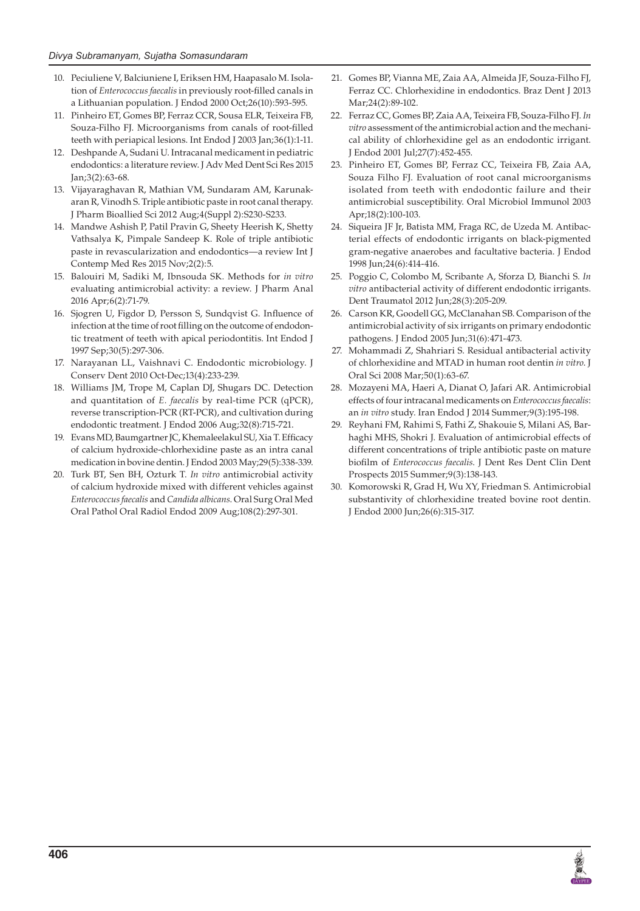10. Peciuliene V, Balciuniene I, Eriksen HM, Haapasalo M. Isolation of *Enterococcus faecalis* in previously root-filled canals in a Lithuanian population. J Endod 2000 Oct;26(10):593-595.
11. Pinheiro ET, Gomes BP, Ferraz CCR, Sousa ELR, Teixeira FB, Souza-Filho FJ. Microorganisms from canals of root-filled teeth with periapical lesions. Int Endod J 2003 Jan;36(1):1-11.
12. Deshpande A, Sudani U. Intracanal medicament in pediatric endodontics: a literature review. J Adv Med Dent Sci Res 2015 Jan;3(2):63-68.
13. Vijayaraghavan R, Mathian VM, Sundaram AM, Karunakaran R, Vinodh S. Triple antibiotic paste in root canal therapy. J Pharm Bioallied Sci 2012 Aug;4(Suppl 2):S230-S233.
14. Mandwe Ashish P, Patil Pravin G, Sheety Heerish K, Shetty Vathsalya K, Pimpale Sandeep K. Role of triple antibiotic paste in revascularization and endodontics—a review Int J Contemp Med Res 2015 Nov;2(2):5.
15. Balouiri M, Sadiki M, Ibnsouda SK. Methods for *in vitro* evaluating antimicrobial activity: a review. J Pharm Anal 2016 Apr;6(2):71-79.
16. Sjogren U, Figdor D, Persson S, Sundqvist G. Influence of infection at the time of root filling on the outcome of endodontic treatment of teeth with apical periodontitis. Int Endod J 1997 Sep;30(5):297-306.
17. Narayanan LL, Vaishnavi C. Endodontic microbiology. J Conserv Dent 2010 Oct-Dec;13(4):233-239.
18. Williams JM, Trope M, Caplan DJ, Shugars DC. Detection and quantitation of *E. faecalis* by real-time PCR (qPCR), reverse transcription-PCR (RT-PCR), and cultivation during endodontic treatment. J Endod 2006 Aug;32(8):715-721.
19. Evans MD, Baumgartner JC, Khemaleelakul SU, Xia T. Efficacy of calcium hydroxide-chlorhexidine paste as an intra canal medication in bovine dentin. J Endod 2003 May;29(5):338-339.
20. Turk BT, Sen BH, Ozturk T. *In vitro* antimicrobial activity of calcium hydroxide mixed with different vehicles against *Enterococcus faecalis* and *Candida albicans*. Oral Surg Oral Med Oral Pathol Oral Radiol Endod 2009 Aug;108(2):297-301.
21. Gomes BP, Vianna ME, Zaia AA, Almeida JF, Souza-Filho FJ, Ferraz CC. Chlorhexidine in endodontics. Braz Dent J 2013 Mar;24(2):89-102.
22. Ferraz CC, Gomes BP, Zaia AA, Teixeira FB, Souza-Filho FJ. *In vitro* assessment of the antimicrobial action and the mechanical ability of chlorhexidine gel as an endodontic irrigant. J Endod 2001 Jul;27(7):452-455.
23. Pinheiro ET, Gomes BP, Ferraz CC, Teixeira FB, Zaia AA, Souza Filho FJ. Evaluation of root canal microorganisms isolated from teeth with endodontic failure and their antimicrobial susceptibility. Oral Microbiol Immunol 2003 Apr;18(2):100-103.
24. Siqueira JF Jr, Batista MM, Fraga RC, de Uzeda M. Antibacterial effects of endodontic irrigants on black-pigmented gram-negative anaerobes and facultative bacteria. J Endod 1998 Jun;24(6):414-416.
25. Poggio C, Colombo M, Scribante A, Sforza D, Bianchi S. *In vitro* antibacterial activity of different endodontic irrigants. Dent Traumatol 2012 Jun;28(3):205-209.
26. Carson KR, Goodell GG, McClanahan SB. Comparison of the antimicrobial activity of six irrigants on primary endodontic pathogens. J Endod 2005 Jun;31(6):471-473.
27. Mohammadi Z, Shahriari S. Residual antibacterial activity of chlorhexidine and MTAD in human root dentin *in vitro*. J Oral Sci 2008 Mar;50(1):63-67.
28. Mozayeni MA, Haeri A, Dianat O, Jafari AR. Antimicrobial effects of four intracanal medicaments on *Enterococcus faecalis*: an *in vitro* study. Iran Endod J 2014 Summer;9(3):195-198.
29. Reyhani FM, Rahimi S, Fathi Z, Shakouie S, Milani AS, Barhaghi MHS, Shokri J. Evaluation of antimicrobial effects of different concentrations of triple antibiotic paste on mature biofilm of *Enterococcus faecalis*. J Dent Res Dent Clin Dent Prospects 2015 Summer;9(3):138-143.
30. Komorowski R, Grad H, Wu XY, Friedman S. Antimicrobial substantivity of chlorhexidine treated bovine root dentin. J Endod 2000 Jun;26(6):315-317.